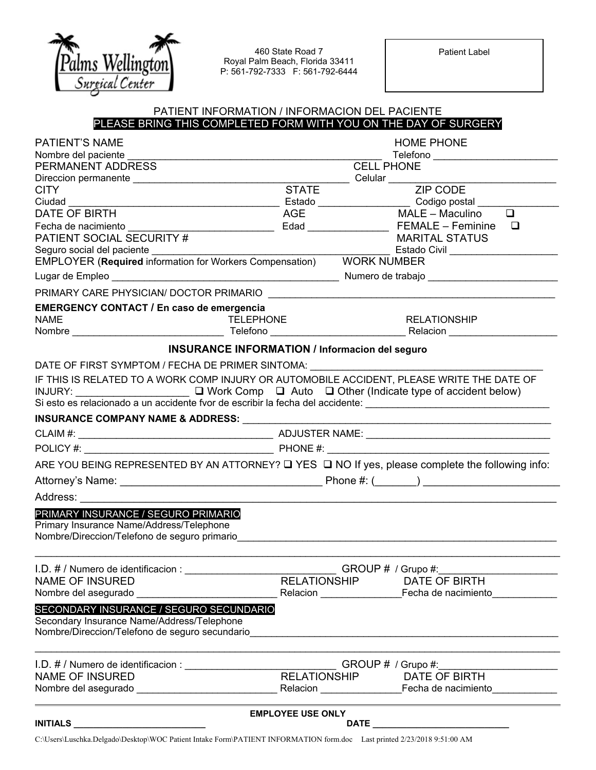Palms Wellington Surgical Center

460 State Road 7
Royal Palm Beach, Florida 33411
P: 561-792-7333 F: 561-792-6444

Patient Label

# PATIENT INFORMATION / INFORMACION DEL PACIENTE

**PLEASE BRING THIS COMPLETED FORM WITH YOU ON THE DAY OF SURGERY**

PATIENT'S NAME
Nombre del paciente ________________________________________________ HOME PHONE Telefono ______________________

PERMANENT ADDRESS
Direccion permanente ________________________________________ CELL PHONE Celular _______________________________

CITY
Ciudad ______________________________________ STATE Estado ________________ ZIP CODE Codigo postal _______________

DATE OF BIRTH
Fecha de nacimiento ___________________________ AGE Edad ______________ MALE – Maculino ☐ FEMALE – Feminine ☐

PATIENT SOCIAL SECURITY #
Seguro social del paciente _____________________________________________ MARITAL STATUS Estado Civil ___________________

EMPLOYER (**Required** information for Workers Compensation)
Lugar de Empleo __________________________________________ WORK NUMBER Numero de trabajo ________________________

PRIMARY CARE PHYSICIAN/ DOCTOR PRIMARIO _____________________________________________________

**EMERGENCY CONTACT / En caso de emergencia**

NAME Nombre ____________________________ TELEPHONE Telefono ________________________ RELATIONSHIP Relacion ____________________

## INSURANCE INFORMATION / Informacion del seguro

DATE OF FIRST SYMPTOM / FECHA DE PRIMER SINTOMA: __________________________________________

IF THIS IS RELATED TO A WORK COMP INJURY OR AUTOMOBILE ACCIDENT, PLEASE WRITE THE DATE OF INJURY: ____________________ ☐ Work Comp ☐ Auto ☐ Other (Indicate type of accident below)
Si esto es relacionado a un accidente fvor de escribir la fecha del accidente: _________________________________

**INSURANCE COMPANY NAME & ADDRESS:** ___________________________________________________________

CLAIM #: ____________________________________ ADJUSTER NAME: __________________________________

POLICY #: ___________________________________ PHONE #: _________________________________________

ARE YOU BEING REPRESENTED BY AN ATTORNEY? ☐ YES ☐ NO If yes, please complete the following info:

Attorney's Name: __________________________________ Phone #: (_______) ______________________

Address: _______________________________________________________________________________

**PRIMARY INSURANCE / SEGURO PRIMARIO**

Primary Insurance Name/Address/Telephone
Nombre/Direccion/Telefono de seguro primario______________________________________________________________

_________________________________________________________________________________________

I.D. # / Numero de identificacion : ___________________________ GROUP # / Grupo #:_____________________

NAME OF INSURED
Nombre del asegurado __________________________ RELATIONSHIP Relacion _______________ DATE OF BIRTH Fecha de nacimiento____________

**SECONDARY INSURANCE / SEGURO SECUNDARIO**

Secondary Insurance Name/Address/Telephone
Nombre/Direccion/Telefono de seguro secundario____________________________________________________________

_________________________________________________________________________________________

I.D. # / Numero de identificacion : ___________________________ GROUP # / Grupo #:_____________________

NAME OF INSURED
Nombre del asegurado __________________________ RELATIONSHIP Relacion _______________ DATE OF BIRTH Fecha de nacimiento____________

**EMPLOYEE USE ONLY**

**INITIALS** ___________________________ **DATE** ___________________________

C:\Users\Luschka.Delgado\Desktop\WOC Patient Intake Form\PATIENT INFORMATION form.doc Last printed 2/23/2018 9:51:00 AM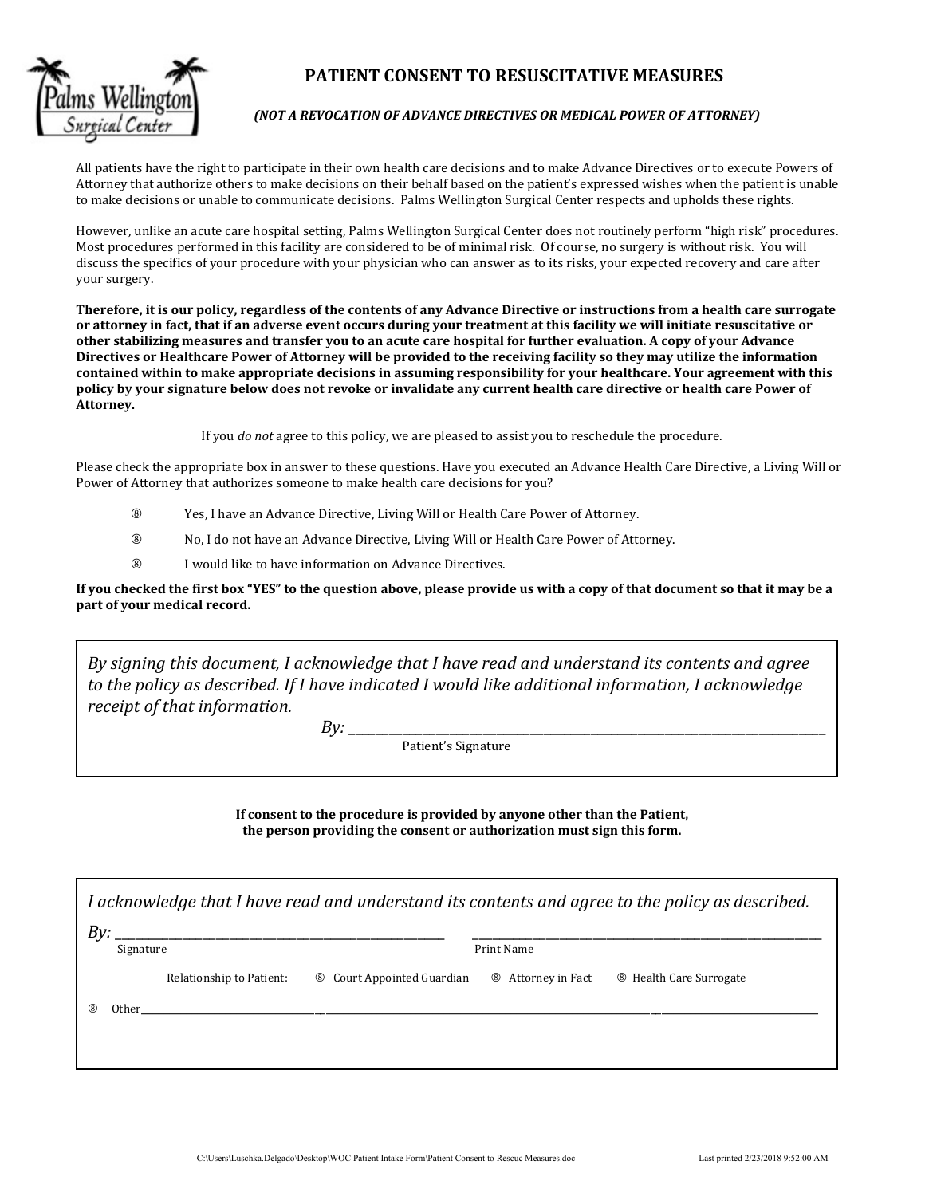# PATIENT CONSENT TO RESUSCITATIVE MEASURES

***(NOT A REVOCATION OF ADVANCE DIRECTIVES OR MEDICAL POWER OF ATTORNEY)***

All patients have the right to participate in their own health care decisions and to make Advance Directives or to execute Powers of Attorney that authorize others to make decisions on their behalf based on the patient's expressed wishes when the patient is unable to make decisions or unable to communicate decisions. Palms Wellington Surgical Center respects and upholds these rights.

However, unlike an acute care hospital setting, Palms Wellington Surgical Center does not routinely perform "high risk" procedures. Most procedures performed in this facility are considered to be of minimal risk. Of course, no surgery is without risk. You will discuss the specifics of your procedure with your physician who can answer as to its risks, your expected recovery and care after your surgery.

**Therefore, it is our policy, regardless of the contents of any Advance Directive or instructions from a health care surrogate or attorney in fact, that if an adverse event occurs during your treatment at this facility we will initiate resuscitative or other stabilizing measures and transfer you to an acute care hospital for further evaluation. A copy of your Advance Directives or Healthcare Power of Attorney will be provided to the receiving facility so they may utilize the information contained within to make appropriate decisions in assuming responsibility for your healthcare. Your agreement with this policy by your signature below does not revoke or invalidate any current health care directive or health care Power of Attorney.**

If you *do not* agree to this policy, we are pleased to assist you to reschedule the procedure.

Please check the appropriate box in answer to these questions. Have you executed an Advance Health Care Directive, a Living Will or Power of Attorney that authorizes someone to make health care decisions for you?

- ® Yes, I have an Advance Directive, Living Will or Health Care Power of Attorney.
- ® No, I do not have an Advance Directive, Living Will or Health Care Power of Attorney.
- ® I would like to have information on Advance Directives.

**If you checked the first box "YES" to the question above, please provide us with a copy of that document so that it may be a part of your medical record.**

*By signing this document, I acknowledge that I have read and understand its contents and agree to the policy as described. If I have indicated I would like additional information, I acknowledge receipt of that information.*

*By:* ______________________________________
Patient's Signature

**If consent to the procedure is provided by anyone other than the Patient, the person providing the consent or authorization must sign this form.**

*I acknowledge that I have read and understand its contents and agree to the policy as described.*

*By:* ______________________________ ______________________________
Signature Print Name

Relationship to Patient: ® Court Appointed Guardian ® Attorney in Fact ® Health Care Surrogate

® Other______________________________________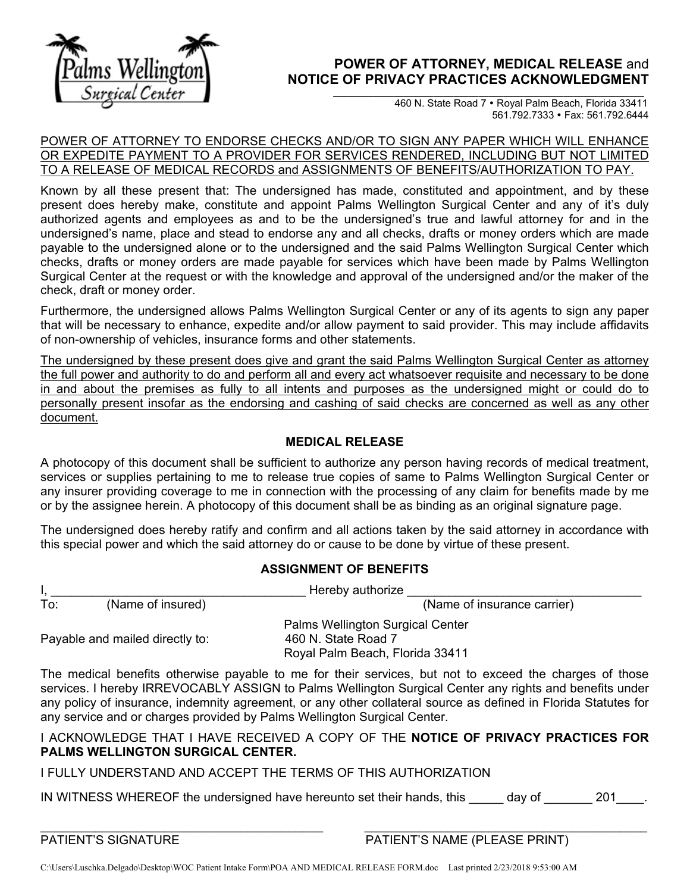# POWER OF ATTORNEY, MEDICAL RELEASE and NOTICE OF PRIVACY PRACTICES ACKNOWLEDGMENT

Palms Wellington Surgical Center

460 N. State Road 7 • Royal Palm Beach, Florida 33411
561.792.7333 • Fax: 561.792.6444

POWER OF ATTORNEY TO ENDORSE CHECKS AND/OR TO SIGN ANY PAPER WHICH WILL ENHANCE OR EXPEDITE PAYMENT TO A PROVIDER FOR SERVICES RENDERED, INCLUDING BUT NOT LIMITED TO A RELEASE OF MEDICAL RECORDS and ASSIGNMENTS OF BENEFITS/AUTHORIZATION TO PAY.

Known by all these present that: The undersigned has made, constituted and appointment, and by these present does hereby make, constitute and appoint Palms Wellington Surgical Center and any of it's duly authorized agents and employees as and to be the undersigned's true and lawful attorney for and in the undersigned's name, place and stead to endorse any and all checks, drafts or money orders which are made payable to the undersigned alone or to the undersigned and the said Palms Wellington Surgical Center which checks, drafts or money orders are made payable for services which have been made by Palms Wellington Surgical Center at the request or with the knowledge and approval of the undersigned and/or the maker of the check, draft or money order.

Furthermore, the undersigned allows Palms Wellington Surgical Center or any of its agents to sign any paper that will be necessary to enhance, expedite and/or allow payment to said provider. This may include affidavits of non-ownership of vehicles, insurance forms and other statements.

The undersigned by these present does give and grant the said Palms Wellington Surgical Center as attorney the full power and authority to do and perform all and every act whatsoever requisite and necessary to be done in and about the premises as fully to all intents and purposes as the undersigned might or could do to personally present insofar as the endorsing and cashing of said checks are concerned as well as any other document.

## MEDICAL RELEASE

A photocopy of this document shall be sufficient to authorize any person having records of medical treatment, services or supplies pertaining to me to release true copies of same to Palms Wellington Surgical Center or any insurer providing coverage to me in connection with the processing of any claim for benefits made by me or by the assignee herein. A photocopy of this document shall be as binding as an original signature page.

The undersigned does hereby ratify and confirm and all actions taken by the said attorney in accordance with this special power and which the said attorney do or cause to be done by virtue of these present.

## ASSIGNMENT OF BENEFITS

I, ____________________________________ Hereby authorize ____________________________________

To: (Name of insured) (Name of insurance carrier)

Payable and mailed directly to: Palms Wellington Surgical Center
460 N. State Road 7
Royal Palm Beach, Florida 33411

The medical benefits otherwise payable to me for their services, but not to exceed the charges of those services. I hereby IRREVOCABLY ASSIGN to Palms Wellington Surgical Center any rights and benefits under any policy of insurance, indemnity agreement, or any other collateral source as defined in Florida Statutes for any service and or charges provided by Palms Wellington Surgical Center.

I ACKNOWLEDGE THAT I HAVE RECEIVED A COPY OF THE **NOTICE OF PRIVACY PRACTICES FOR PALMS WELLINGTON SURGICAL CENTER.**

I FULLY UNDERSTAND AND ACCEPT THE TERMS OF THIS AUTHORIZATION

IN WITNESS WHEREOF the undersigned have hereunto set their hands, this _____ day of _______ 201____.

________________________________________ ________________________________________

PATIENT'S SIGNATURE PATIENT'S NAME (PLEASE PRINT)

C:\Users\Luschka.Delgado\Desktop\WOC Patient Intake Form\POA AND MEDICAL RELEASE FORM.doc Last printed 2/23/2018 9:53:00 AM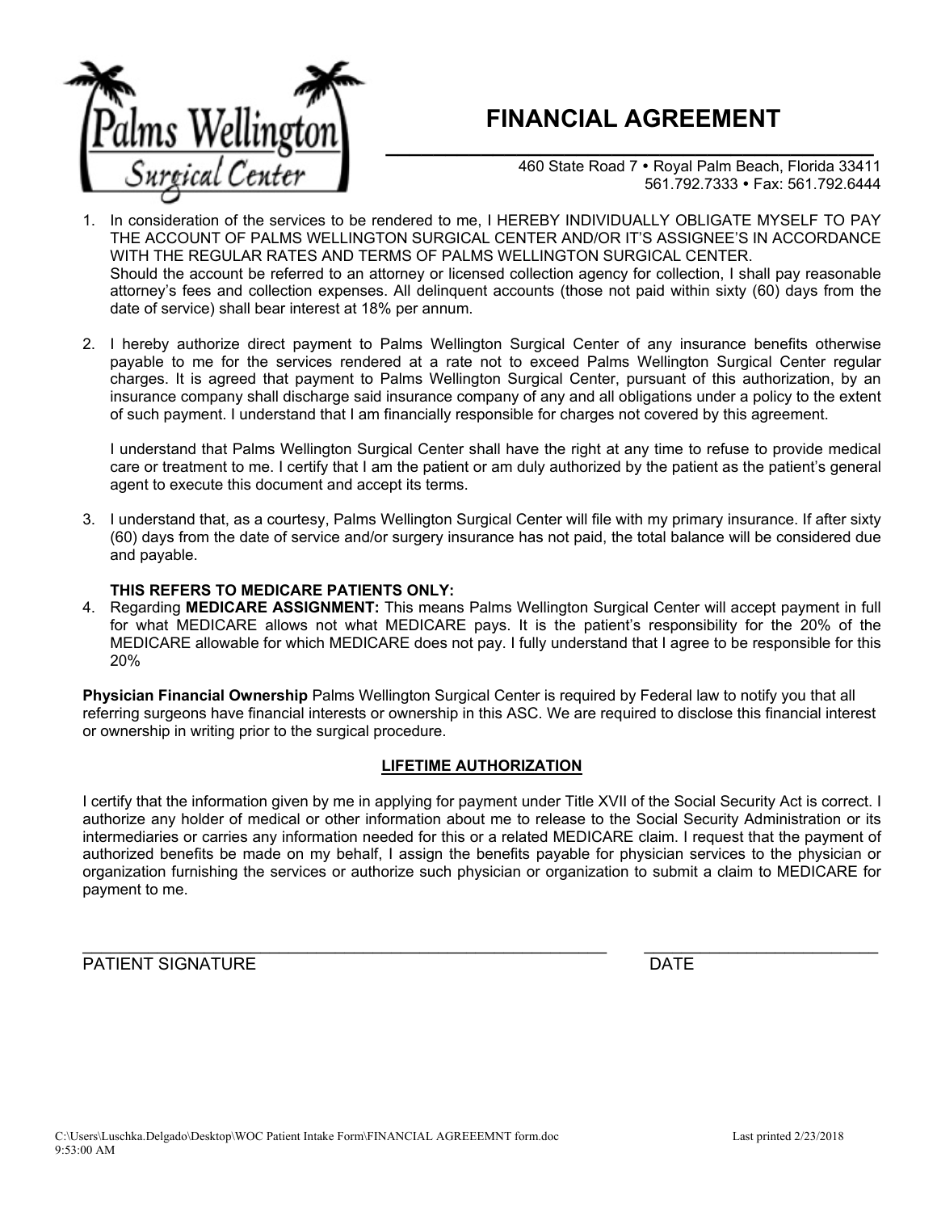Palms Wellington Surgical Center

# FINANCIAL AGREEMENT

460 State Road 7 • Royal Palm Beach, Florida 33411
561.792.7333 • Fax: 561.792.6444

1. In consideration of the services to be rendered to me, I HEREBY INDIVIDUALLY OBLIGATE MYSELF TO PAY THE ACCOUNT OF PALMS WELLINGTON SURGICAL CENTER AND/OR IT'S ASSIGNEE'S IN ACCORDANCE WITH THE REGULAR RATES AND TERMS OF PALMS WELLINGTON SURGICAL CENTER.
   Should the account be referred to an attorney or licensed collection agency for collection, I shall pay reasonable attorney's fees and collection expenses. All delinquent accounts (those not paid within sixty (60) days from the date of service) shall bear interest at 18% per annum.

2. I hereby authorize direct payment to Palms Wellington Surgical Center of any insurance benefits otherwise payable to me for the services rendered at a rate not to exceed Palms Wellington Surgical Center regular charges. It is agreed that payment to Palms Wellington Surgical Center, pursuant of this authorization, by an insurance company shall discharge said insurance company of any and all obligations under a policy to the extent of such payment. I understand that I am financially responsible for charges not covered by this agreement.

   I understand that Palms Wellington Surgical Center shall have the right at any time to refuse to provide medical care or treatment to me. I certify that I am the patient or am duly authorized by the patient as the patient's general agent to execute this document and accept its terms.

3. I understand that, as a courtesy, Palms Wellington Surgical Center will file with my primary insurance. If after sixty (60) days from the date of service and/or surgery insurance has not paid, the total balance will be considered due and payable.

   **THIS REFERS TO MEDICARE PATIENTS ONLY:**

4. Regarding **MEDICARE ASSIGNMENT:** This means Palms Wellington Surgical Center will accept payment in full for what MEDICARE allows not what MEDICARE pays. It is the patient's responsibility for the 20% of the MEDICARE allowable for which MEDICARE does not pay. I fully understand that I agree to be responsible for this 20%

**Physician Financial Ownership** Palms Wellington Surgical Center is required by Federal law to notify you that all referring surgeons have financial interests or ownership in this ASC. We are required to disclose this financial interest or ownership in writing prior to the surgical procedure.

## LIFETIME AUTHORIZATION

I certify that the information given by me in applying for payment under Title XVII of the Social Security Act is correct. I authorize any holder of medical or other information about me to release to the Social Security Administration or its intermediaries or carries any information needed for this or a related MEDICARE claim. I request that the payment of authorized benefits be made on my behalf, I assign the benefits payable for physician services to the physician or organization furnishing the services or authorize such physician or organization to submit a claim to MEDICARE for payment to me.

\_\_\_\_\_\_\_\_\_\_\_\_\_\_\_\_\_\_\_\_\_\_\_\_\_\_\_\_\_\_\_\_\_\_\_\_\_\_\_\_ \_\_\_\_\_\_\_\_\_\_\_\_\_\_\_\_\_\_\_\_\_\_\_\_
PATIENT SIGNATURE DATE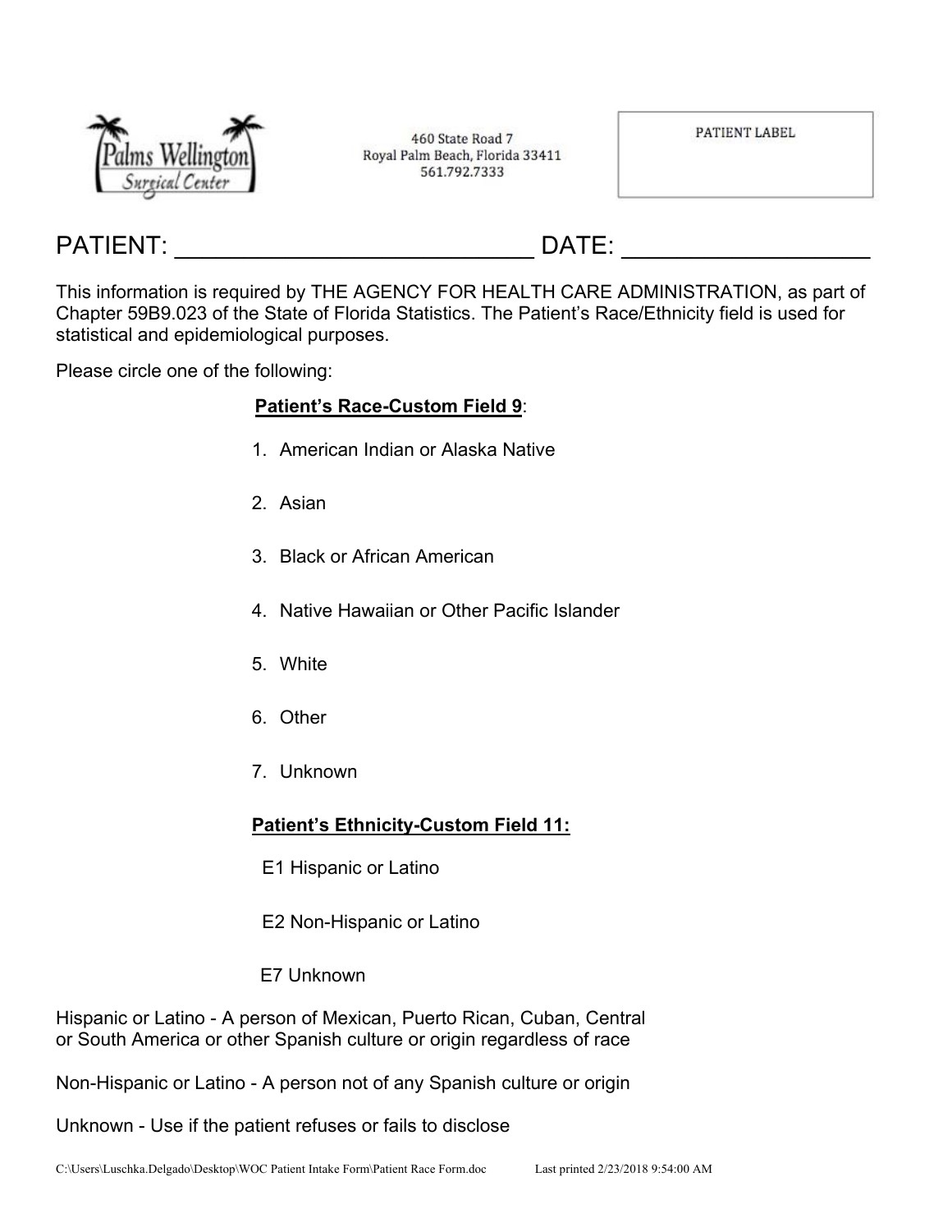Palms Wellington Surgical Center

460 State Road 7
Royal Palm Beach, Florida 33411
561.792.7333

PATIENT LABEL

PATIENT: ___________________________ DATE: __________________

This information is required by THE AGENCY FOR HEALTH CARE ADMINISTRATION, as part of Chapter 59B9.023 of the State of Florida Statistics. The Patient's Race/Ethnicity field is used for statistical and epidemiological purposes.

Please circle one of the following:

**Patient's Race-Custom Field 9**:

1. American Indian or Alaska Native
2. Asian
3. Black or African American
4. Native Hawaiian or Other Pacific Islander
5. White
6. Other
7. Unknown

**Patient's Ethnicity-Custom Field 11:**

E1 Hispanic or Latino

E2 Non-Hispanic or Latino

E7 Unknown

Hispanic or Latino - A person of Mexican, Puerto Rican, Cuban, Central or South America or other Spanish culture or origin regardless of race

Non-Hispanic or Latino - A person not of any Spanish culture or origin

Unknown - Use if the patient refuses or fails to disclose

C:\Users\Luschka.Delgado\Desktop\WOC Patient Intake Form\Patient Race Form.doc Last printed 2/23/2018 9:54:00 AM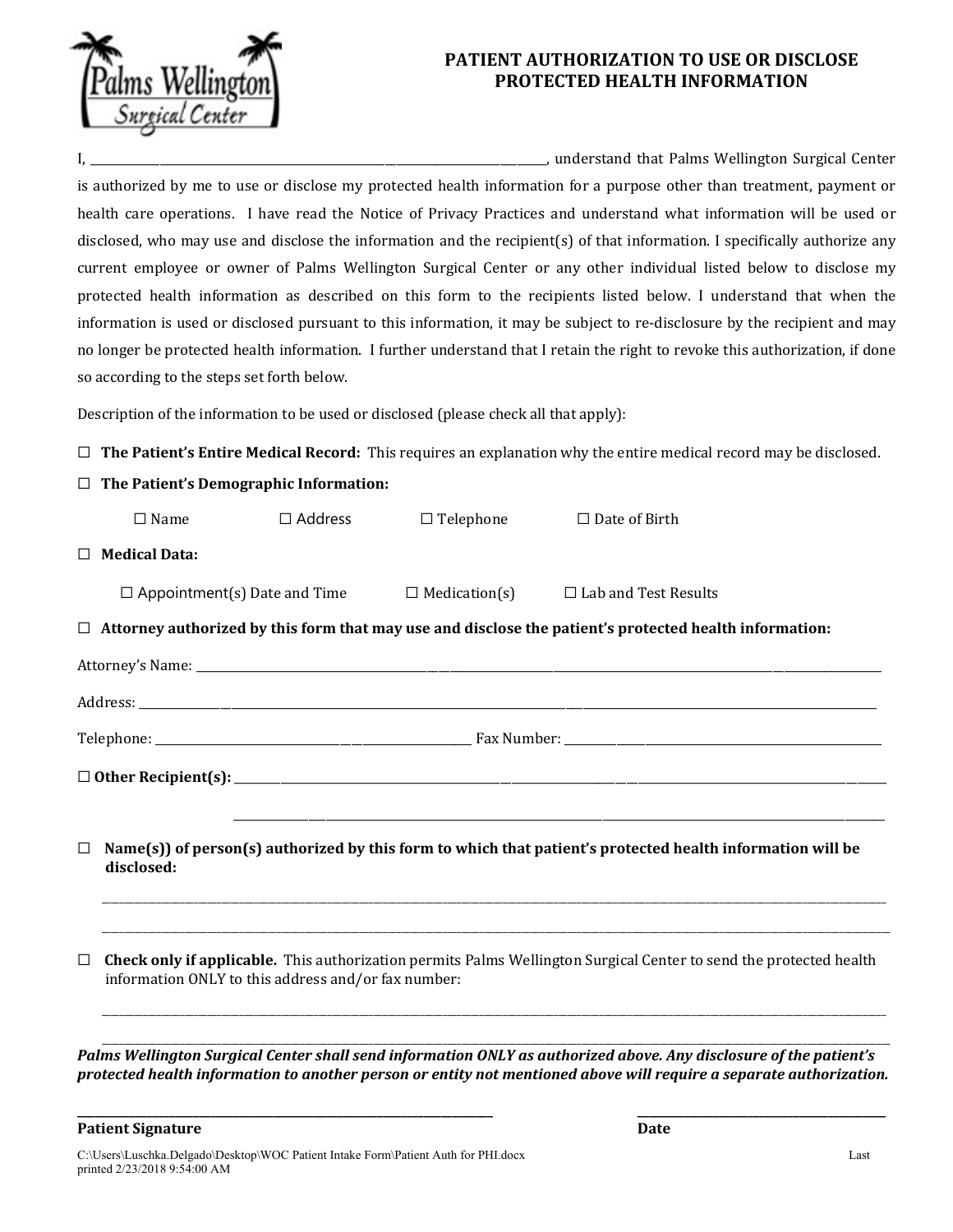# PATIENT AUTHORIZATION TO USE OR DISCLOSE PROTECTED HEALTH INFORMATION

I, ______________________________________________, understand that Palms Wellington Surgical Center is authorized by me to use or disclose my protected health information for a purpose other than treatment, payment or health care operations. I have read the Notice of Privacy Practices and understand what information will be used or disclosed, who may use and disclose the information and the recipient(s) of that information. I specifically authorize any current employee or owner of Palms Wellington Surgical Center or any other individual listed below to disclose my protected health information as described on this form to the recipients listed below. I understand that when the information is used or disclosed pursuant to this information, it may be subject to re-disclosure by the recipient and may no longer be protected health information. I further understand that I retain the right to revoke this authorization, if done so according to the steps set forth below.

Description of the information to be used or disclosed (please check all that apply):

☐ **The Patient's Entire Medical Record:** This requires an explanation why the entire medical record may be disclosed.

☐ **The Patient's Demographic Information:**

☐ Name ☐ Address ☐ Telephone ☐ Date of Birth

☐ **Medical Data:**

☐ Appointment(s) Date and Time ☐ Medication(s) ☐ Lab and Test Results

☐ **Attorney authorized by this form that may use and disclose the patient's protected health information:**

Attorney's Name: ______________________________________________

Address: ______________________________________________

Telephone: ______________________ Fax Number: ______________________

☐ **Other Recipient(s):** ______________________________________________

______________________________________________

☐ **Name(s)) of person(s) authorized by this form to which that patient's protected health information will be disclosed:**

______________________________________________

______________________________________________

☐ **Check only if applicable.** This authorization permits Palms Wellington Surgical Center to send the protected health information ONLY to this address and/or fax number:

______________________________________________

______________________________________________

***Palms Wellington Surgical Center shall send information ONLY as authorized above. Any disclosure of the patient's protected health information to another person or entity not mentioned above will require a separate authorization.***

______________________________ ______________________

**Patient Signature** **Date**

C:\Users\Luschka.Delgado\Desktop\WOC Patient Intake Form\Patient Auth for PHI.docx Last printed 2/23/2018 9:54:00 AM